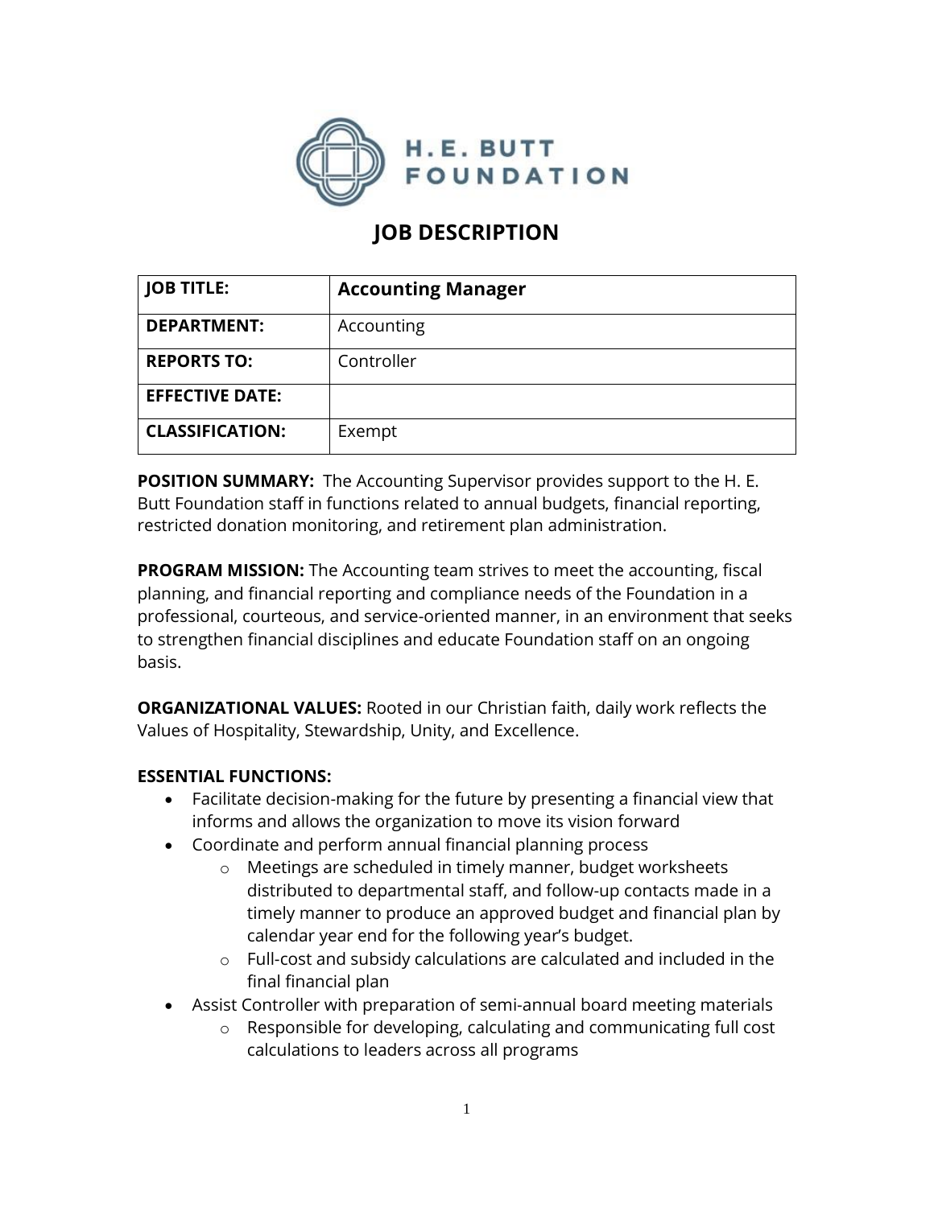H. E. BUTT FOUNDATION

# JOB DESCRIPTION

| JOB TITLE: | **Accounting Manager** |
| --- | --- |
| **DEPARTMENT:** | Accounting |
| **REPORTS TO:** | Controller |
| **EFFECTIVE DATE:** | |
| **CLASSIFICATION:** | Exempt |

**POSITION SUMMARY:** The Accounting Supervisor provides support to the H. E. Butt Foundation staff in functions related to annual budgets, financial reporting, restricted donation monitoring, and retirement plan administration.

**PROGRAM MISSION:** The Accounting team strives to meet the accounting, fiscal planning, and financial reporting and compliance needs of the Foundation in a professional, courteous, and service-oriented manner, in an environment that seeks to strengthen financial disciplines and educate Foundation staff on an ongoing basis.

**ORGANIZATIONAL VALUES:** Rooted in our Christian faith, daily work reflects the Values of Hospitality, Stewardship, Unity, and Excellence.

**ESSENTIAL FUNCTIONS:**

- Facilitate decision-making for the future by presenting a financial view that informs and allows the organization to move its vision forward
- Coordinate and perform annual financial planning process
    - Meetings are scheduled in timely manner, budget worksheets distributed to departmental staff, and follow-up contacts made in a timely manner to produce an approved budget and financial plan by calendar year end for the following year's budget.
    - Full-cost and subsidy calculations are calculated and included in the final financial plan
- Assist Controller with preparation of semi-annual board meeting materials
    - Responsible for developing, calculating and communicating full cost calculations to leaders across all programs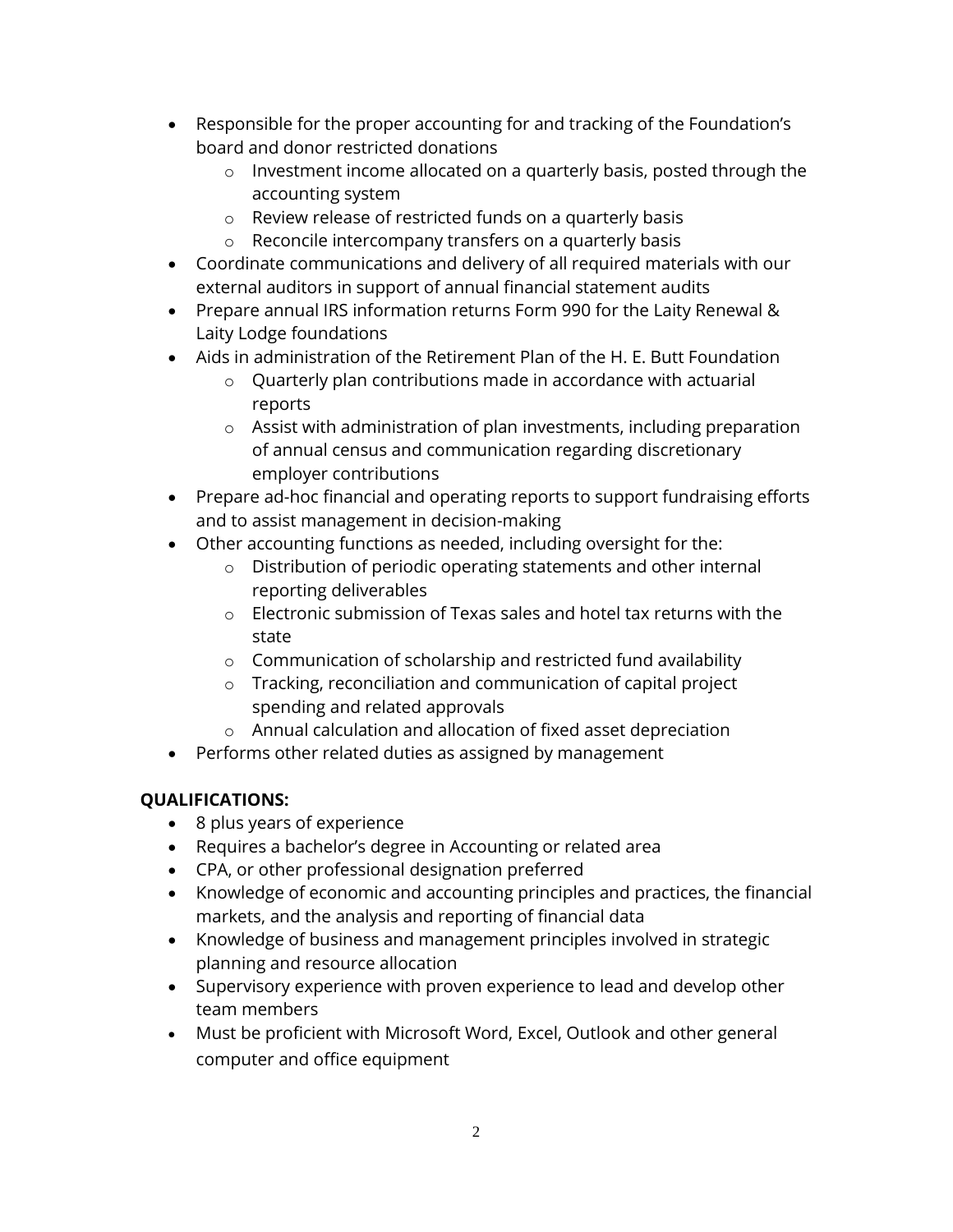- Responsible for the proper accounting for and tracking of the Foundation's board and donor restricted donations
    - Investment income allocated on a quarterly basis, posted through the accounting system
    - Review release of restricted funds on a quarterly basis
    - Reconcile intercompany transfers on a quarterly basis
- Coordinate communications and delivery of all required materials with our external auditors in support of annual financial statement audits
- Prepare annual IRS information returns Form 990 for the Laity Renewal & Laity Lodge foundations
- Aids in administration of the Retirement Plan of the H. E. Butt Foundation
    - Quarterly plan contributions made in accordance with actuarial reports
    - Assist with administration of plan investments, including preparation of annual census and communication regarding discretionary employer contributions
- Prepare ad-hoc financial and operating reports to support fundraising efforts and to assist management in decision-making
- Other accounting functions as needed, including oversight for the:
    - Distribution of periodic operating statements and other internal reporting deliverables
    - Electronic submission of Texas sales and hotel tax returns with the state
    - Communication of scholarship and restricted fund availability
    - Tracking, reconciliation and communication of capital project spending and related approvals
    - Annual calculation and allocation of fixed asset depreciation
- Performs other related duties as assigned by management

**QUALIFICATIONS:**

- 8 plus years of experience
- Requires a bachelor's degree in Accounting or related area
- CPA, or other professional designation preferred
- Knowledge of economic and accounting principles and practices, the financial markets, and the analysis and reporting of financial data
- Knowledge of business and management principles involved in strategic planning and resource allocation
- Supervisory experience with proven experience to lead and develop other team members
- Must be proficient with Microsoft Word, Excel, Outlook and other general computer and office equipment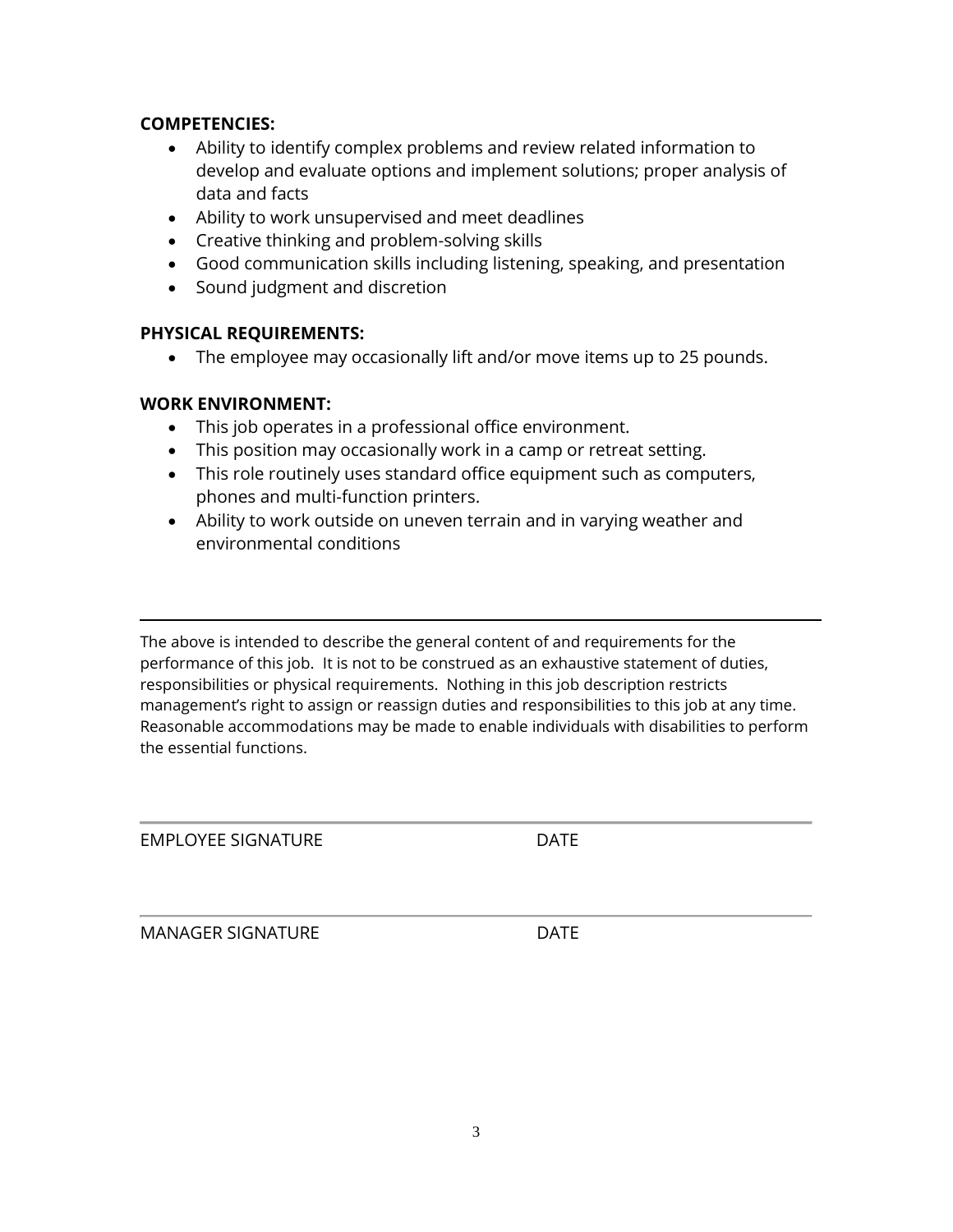**COMPETENCIES:**

- Ability to identify complex problems and review related information to develop and evaluate options and implement solutions; proper analysis of data and facts
- Ability to work unsupervised and meet deadlines
- Creative thinking and problem-solving skills
- Good communication skills including listening, speaking, and presentation
- Sound judgment and discretion

**PHYSICAL REQUIREMENTS:**

- The employee may occasionally lift and/or move items up to 25 pounds.

**WORK ENVIRONMENT:**

- This job operates in a professional office environment.
- This position may occasionally work in a camp or retreat setting.
- This role routinely uses standard office equipment such as computers, phones and multi-function printers.
- Ability to work outside on uneven terrain and in varying weather and environmental conditions

---

The above is intended to describe the general content of and requirements for the performance of this job. It is not to be construed as an exhaustive statement of duties, responsibilities or physical requirements. Nothing in this job description restricts management's right to assign or reassign duties and responsibilities to this job at any time. Reasonable accommodations may be made to enable individuals with disabilities to perform the essential functions.

---

EMPLOYEE SIGNATURE DATE

---

MANAGER SIGNATURE DATE